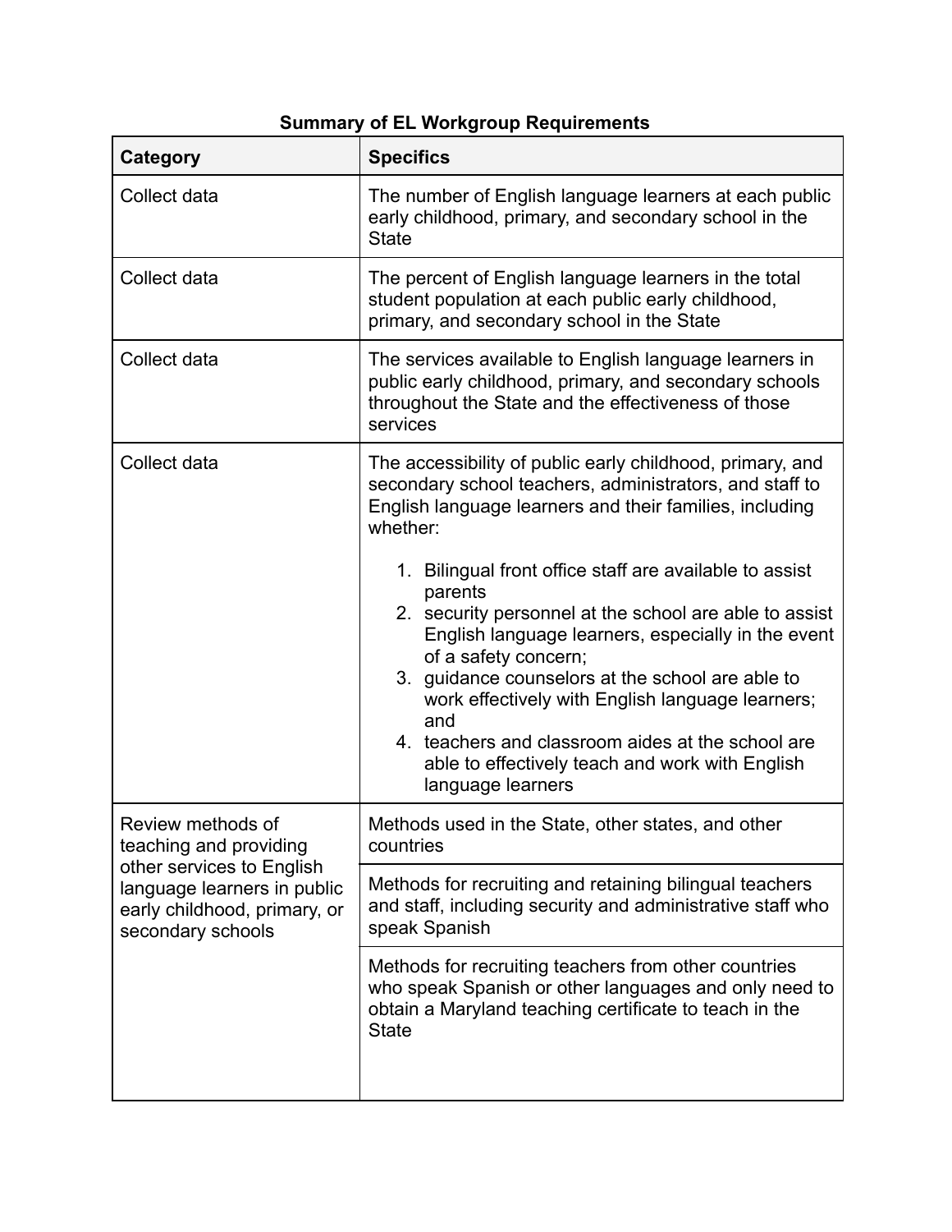**Summary of EL Workgroup Requirements**

| Category | Specifics |
|---|---|
| Collect data | The number of English language learners at each public early childhood, primary, and secondary school in the State |
| Collect data | The percent of English language learners in the total student population at each public early childhood, primary, and secondary school in the State |
| Collect data | The services available to English language learners in public early childhood, primary, and secondary schools throughout the State and the effectiveness of those services |
| Collect data | The accessibility of public early childhood, primary, and secondary school teachers, administrators, and staff to English language learners and their families, including whether: <br><br> 1. Bilingual front office staff are available to assist parents <br> 2. security personnel at the school are able to assist English language learners, especially in the event of a safety concern; <br> 3. guidance counselors at the school are able to work effectively with English language learners; and <br> 4. teachers and classroom aides at the school are able to effectively teach and work with English language learners |
| Review methods of teaching and providing other services to English language learners in public early childhood, primary, or secondary schools | Methods used in the State, other states, and other countries |
| | Methods for recruiting and retaining bilingual teachers and staff, including security and administrative staff who speak Spanish |
| | Methods for recruiting teachers from other countries who speak Spanish or other languages and only need to obtain a Maryland teaching certificate to teach in the State |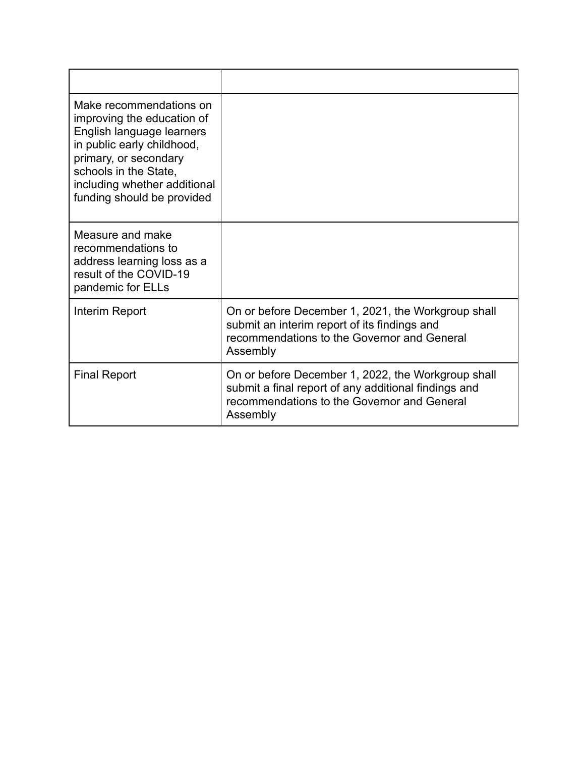| | |
|---|---|
| Make recommendations on improving the education of English language learners in public early childhood, primary, or secondary schools in the State, including whether additional funding should be provided | |
| Measure and make recommendations to address learning loss as a result of the COVID-19 pandemic for ELLs | |
| Interim Report | On or before December 1, 2021, the Workgroup shall submit an interim report of its findings and recommendations to the Governor and General Assembly |
| Final Report | On or before December 1, 2022, the Workgroup shall submit a final report of any additional findings and recommendations to the Governor and General Assembly |